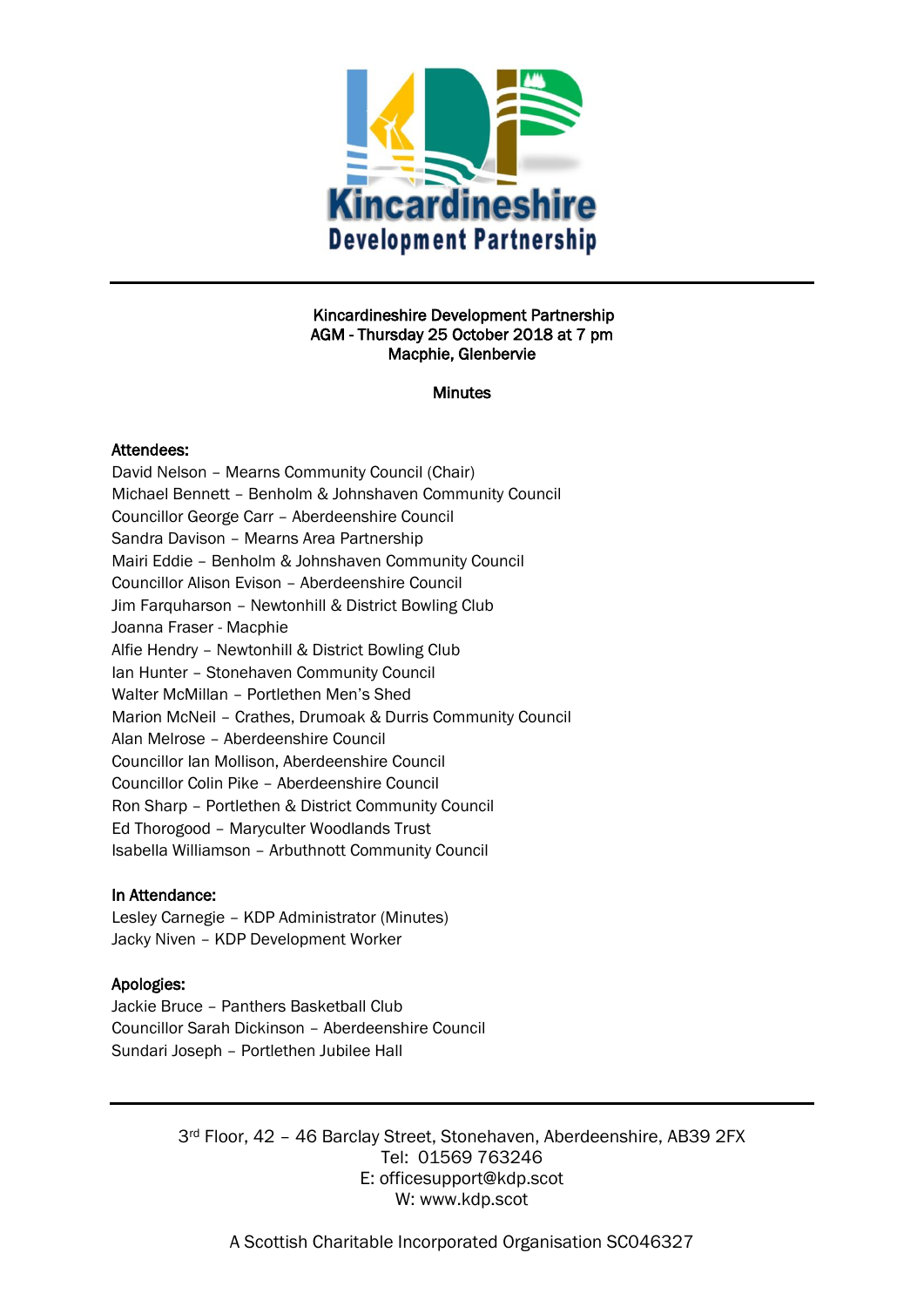Kincardineshire Development Partnership

**Kincardineshire Development Partnership**
**AGM - Thursday 25 October 2018 at 7 pm**
**Macphie, Glenbervie**

**Minutes**

**Attendees:**
David Nelson – Mearns Community Council (Chair)
Michael Bennett – Benholm & Johnshaven Community Council
Councillor George Carr – Aberdeenshire Council
Sandra Davison – Mearns Area Partnership
Mairi Eddie – Benholm & Johnshaven Community Council
Councillor Alison Evison – Aberdeenshire Council
Jim Farquharson – Newtonhill & District Bowling Club
Joanna Fraser - Macphie
Alfie Hendry – Newtonhill & District Bowling Club
Ian Hunter – Stonehaven Community Council
Walter McMillan – Portlethen Men's Shed
Marion McNeil – Crathes, Drumoak & Durris Community Council
Alan Melrose – Aberdeenshire Council
Councillor Ian Mollison, Aberdeenshire Council
Councillor Colin Pike – Aberdeenshire Council
Ron Sharp – Portlethen & District Community Council
Ed Thorogood – Maryculter Woodlands Trust
Isabella Williamson – Arbuthnott Community Council

**In Attendance:**
Lesley Carnegie – KDP Administrator (Minutes)
Jacky Niven – KDP Development Worker

**Apologies:**
Jackie Bruce – Panthers Basketball Club
Councillor Sarah Dickinson – Aberdeenshire Council
Sundari Joseph – Portlethen Jubilee Hall

3rd Floor, 42 – 46 Barclay Street, Stonehaven, Aberdeenshire, AB39 2FX
Tel: 01569 763246
E: officesupport@kdp.scot
W: www.kdp.scot

A Scottish Charitable Incorporated Organisation SC046327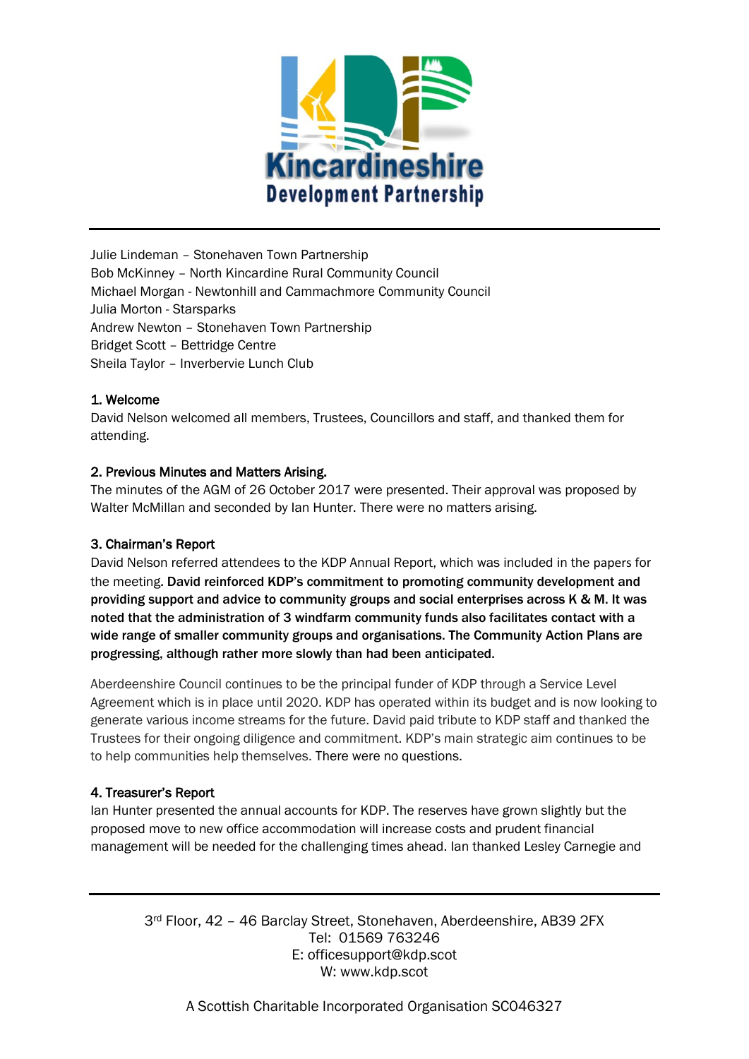Julie Lindeman – Stonehaven Town Partnership
Bob McKinney – North Kincardine Rural Community Council
Michael Morgan - Newtonhill and Cammachmore Community Council
Julia Morton - Starsparks
Andrew Newton – Stonehaven Town Partnership
Bridget Scott – Bettridge Centre
Sheila Taylor – Inverbervie Lunch Club

**1. Welcome**
David Nelson welcomed all members, Trustees, Councillors and staff, and thanked them for attending.

**2. Previous Minutes and Matters Arising.**
The minutes of the AGM of 26 October 2017 were presented. Their approval was proposed by Walter McMillan and seconded by Ian Hunter. There were no matters arising.

**3. Chairman's Report**
David Nelson referred attendees to the KDP Annual Report, which was included in the papers for the meeting. **David reinforced KDP's commitment to promoting community development and providing support and advice to community groups and social enterprises across K & M. It was noted that the administration of 3 windfarm community funds also facilitates contact with a wide range of smaller community groups and organisations. The Community Action Plans are progressing, although rather more slowly than had been anticipated.**

Aberdeenshire Council continues to be the principal funder of KDP through a Service Level Agreement which is in place until 2020. KDP has operated within its budget and is now looking to generate various income streams for the future. David paid tribute to KDP staff and thanked the Trustees for their ongoing diligence and commitment. KDP's main strategic aim continues to be to help communities help themselves. There were no questions.

**4. Treasurer's Report**
Ian Hunter presented the annual accounts for KDP. The reserves have grown slightly but the proposed move to new office accommodation will increase costs and prudent financial management will be needed for the challenging times ahead. Ian thanked Lesley Carnegie and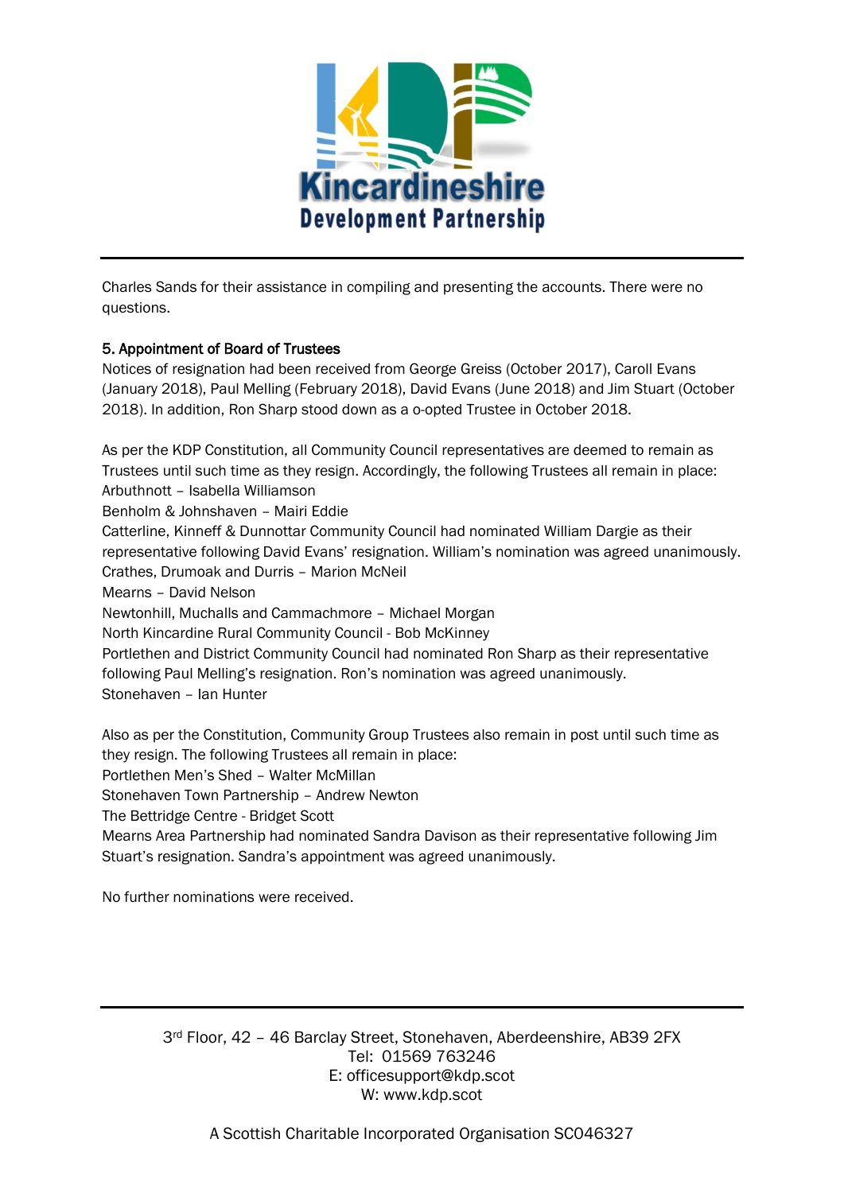Charles Sands for their assistance in compiling and presenting the accounts. There were no questions.

**5. Appointment of Board of Trustees**

Notices of resignation had been received from George Greiss (October 2017), Caroll Evans (January 2018), Paul Melling (February 2018), David Evans (June 2018) and Jim Stuart (October 2018). In addition, Ron Sharp stood down as a o-opted Trustee in October 2018.

As per the KDP Constitution, all Community Council representatives are deemed to remain as Trustees until such time as they resign. Accordingly, the following Trustees all remain in place:
Arbuthnott – Isabella Williamson
Benholm & Johnshaven – Mairi Eddie
Catterline, Kinneff & Dunnottar Community Council had nominated William Dargie as their representative following David Evans' resignation. William's nomination was agreed unanimously.
Crathes, Drumoak and Durris – Marion McNeil
Mearns – David Nelson
Newtonhill, Muchalls and Cammachmore – Michael Morgan
North Kincardine Rural Community Council - Bob McKinney
Portlethen and District Community Council had nominated Ron Sharp as their representative following Paul Melling's resignation. Ron's nomination was agreed unanimously.
Stonehaven – Ian Hunter

Also as per the Constitution, Community Group Trustees also remain in post until such time as they resign. The following Trustees all remain in place:
Portlethen Men's Shed – Walter McMillan
Stonehaven Town Partnership – Andrew Newton
The Bettridge Centre - Bridget Scott
Mearns Area Partnership had nominated Sandra Davison as their representative following Jim Stuart's resignation. Sandra's appointment was agreed unanimously.

No further nominations were received.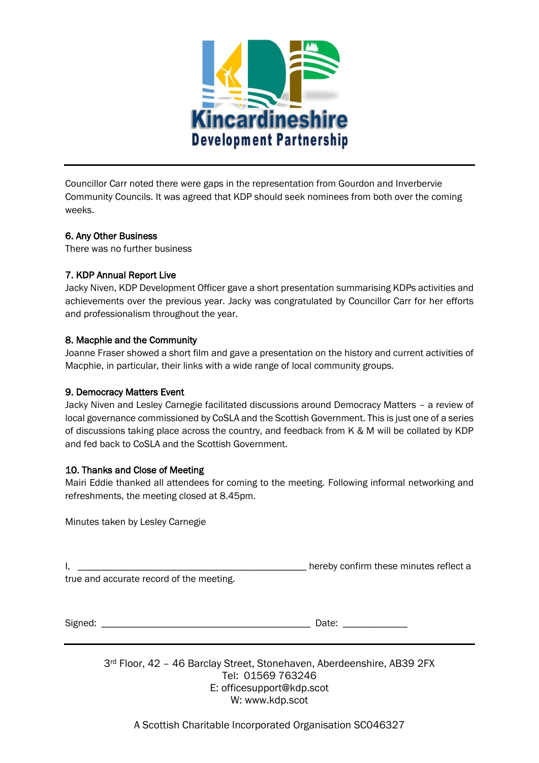Councillor Carr noted there were gaps in the representation from Gourdon and Inverbervie Community Councils. It was agreed that KDP should seek nominees from both over the coming weeks.

**6. Any Other Business**
There was no further business

**7. KDP Annual Report Live**
Jacky Niven, KDP Development Officer gave a short presentation summarising KDPs activities and achievements over the previous year. Jacky was congratulated by Councillor Carr for her efforts and professionalism throughout the year.

**8. Macphie and the Community**
Joanne Fraser showed a short film and gave a presentation on the history and current activities of Macphie, in particular, their links with a wide range of local community groups.

**9. Democracy Matters Event**
Jacky Niven and Lesley Carnegie facilitated discussions around Democracy Matters – a review of local governance commissioned by CoSLA and the Scottish Government. This is just one of a series of discussions taking place across the country, and feedback from K & M will be collated by KDP and fed back to CoSLA and the Scottish Government.

**10. Thanks and Close of Meeting**
Mairi Eddie thanked all attendees for coming to the meeting. Following informal networking and refreshments, the meeting closed at 8.45pm.

Minutes taken by Lesley Carnegie

I, _______________________________________________ hereby confirm these minutes reflect a true and accurate record of the meeting.

Signed: ___________________________________________ Date: _____________

3rd Floor, 42 – 46 Barclay Street, Stonehaven, Aberdeenshire, AB39 2FX
Tel: 01569 763246
E: officesupport@kdp.scot
W: www.kdp.scot

A Scottish Charitable Incorporated Organisation SC046327